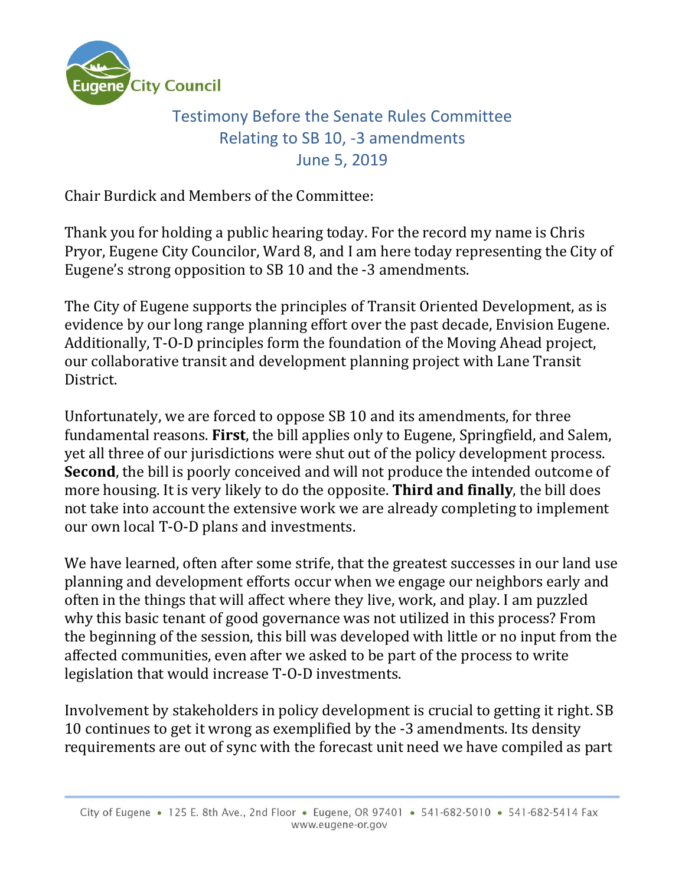Eugene City Council

## Testimony Before the Senate Rules Committee
## Relating to SB 10, -3 amendments
## June 5, 2019

Chair Burdick and Members of the Committee:

Thank you for holding a public hearing today. For the record my name is Chris Pryor, Eugene City Councilor, Ward 8, and I am here today representing the City of Eugene's strong opposition to SB 10 and the -3 amendments.

The City of Eugene supports the principles of Transit Oriented Development, as is evidence by our long range planning effort over the past decade, Envision Eugene. Additionally, T-O-D principles form the foundation of the Moving Ahead project, our collaborative transit and development planning project with Lane Transit District.

Unfortunately, we are forced to oppose SB 10 and its amendments, for three fundamental reasons. **First**, the bill applies only to Eugene, Springfield, and Salem, yet all three of our jurisdictions were shut out of the policy development process. **Second**, the bill is poorly conceived and will not produce the intended outcome of more housing. It is very likely to do the opposite. **Third and finally**, the bill does not take into account the extensive work we are already completing to implement our own local T-O-D plans and investments.

We have learned, often after some strife, that the greatest successes in our land use planning and development efforts occur when we engage our neighbors early and often in the things that will affect where they live, work, and play. I am puzzled why this basic tenant of good governance was not utilized in this process? From the beginning of the session, this bill was developed with little or no input from the affected communities, even after we asked to be part of the process to write legislation that would increase T-O-D investments.

Involvement by stakeholders in policy development is crucial to getting it right. SB 10 continues to get it wrong as exemplified by the -3 amendments. Its density requirements are out of sync with the forecast unit need we have compiled as part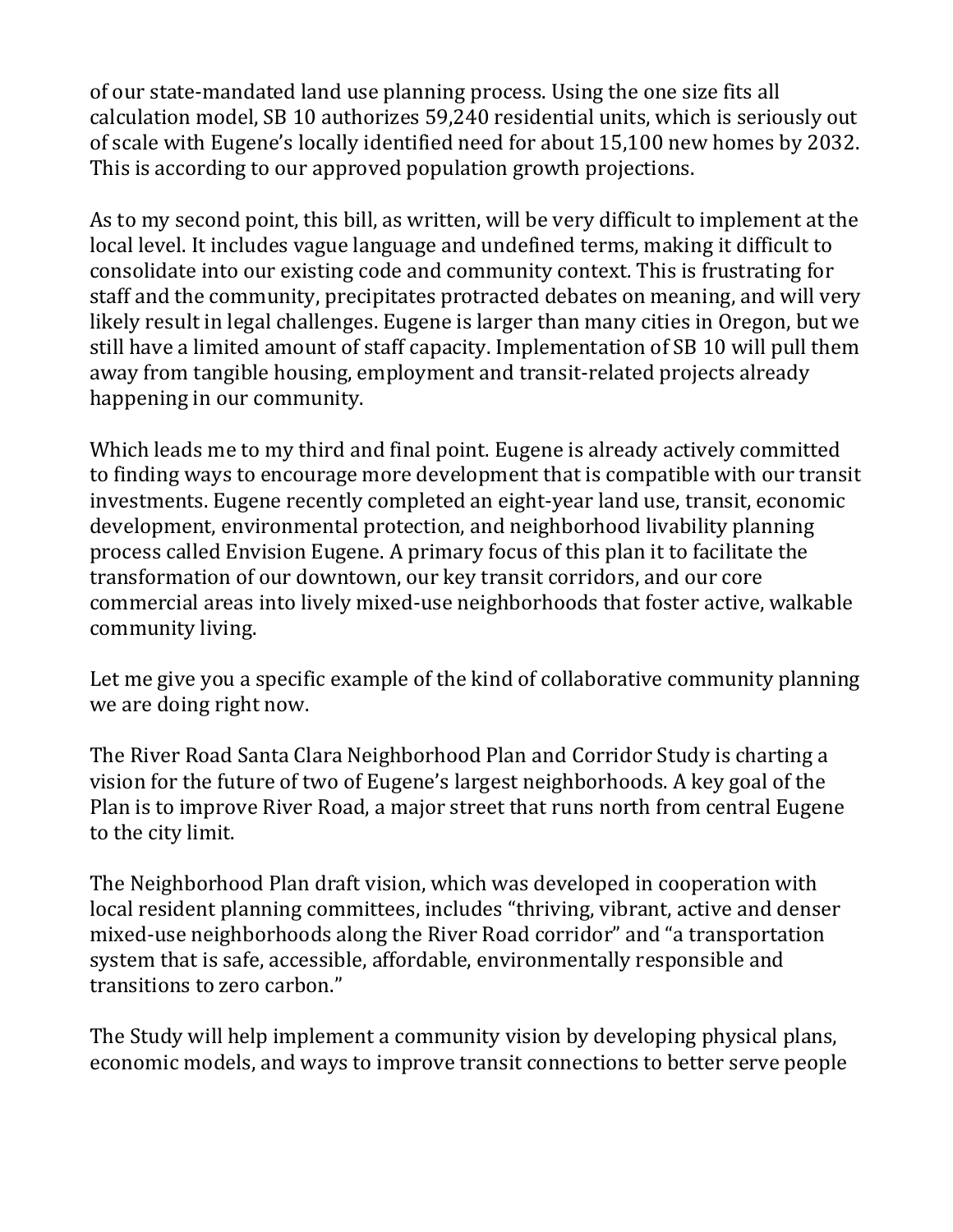of our state-mandated land use planning process. Using the one size fits all calculation model, SB 10 authorizes 59,240 residential units, which is seriously out of scale with Eugene's locally identified need for about 15,100 new homes by 2032. This is according to our approved population growth projections.

As to my second point, this bill, as written, will be very difficult to implement at the local level. It includes vague language and undefined terms, making it difficult to consolidate into our existing code and community context. This is frustrating for staff and the community, precipitates protracted debates on meaning, and will very likely result in legal challenges. Eugene is larger than many cities in Oregon, but we still have a limited amount of staff capacity. Implementation of SB 10 will pull them away from tangible housing, employment and transit-related projects already happening in our community.

Which leads me to my third and final point. Eugene is already actively committed to finding ways to encourage more development that is compatible with our transit investments. Eugene recently completed an eight-year land use, transit, economic development, environmental protection, and neighborhood livability planning process called Envision Eugene. A primary focus of this plan it to facilitate the transformation of our downtown, our key transit corridors, and our core commercial areas into lively mixed-use neighborhoods that foster active, walkable community living.

Let me give you a specific example of the kind of collaborative community planning we are doing right now.

The River Road Santa Clara Neighborhood Plan and Corridor Study is charting a vision for the future of two of Eugene's largest neighborhoods. A key goal of the Plan is to improve River Road, a major street that runs north from central Eugene to the city limit.

The Neighborhood Plan draft vision, which was developed in cooperation with local resident planning committees, includes "thriving, vibrant, active and denser mixed-use neighborhoods along the River Road corridor" and "a transportation system that is safe, accessible, affordable, environmentally responsible and transitions to zero carbon."

The Study will help implement a community vision by developing physical plans, economic models, and ways to improve transit connections to better serve people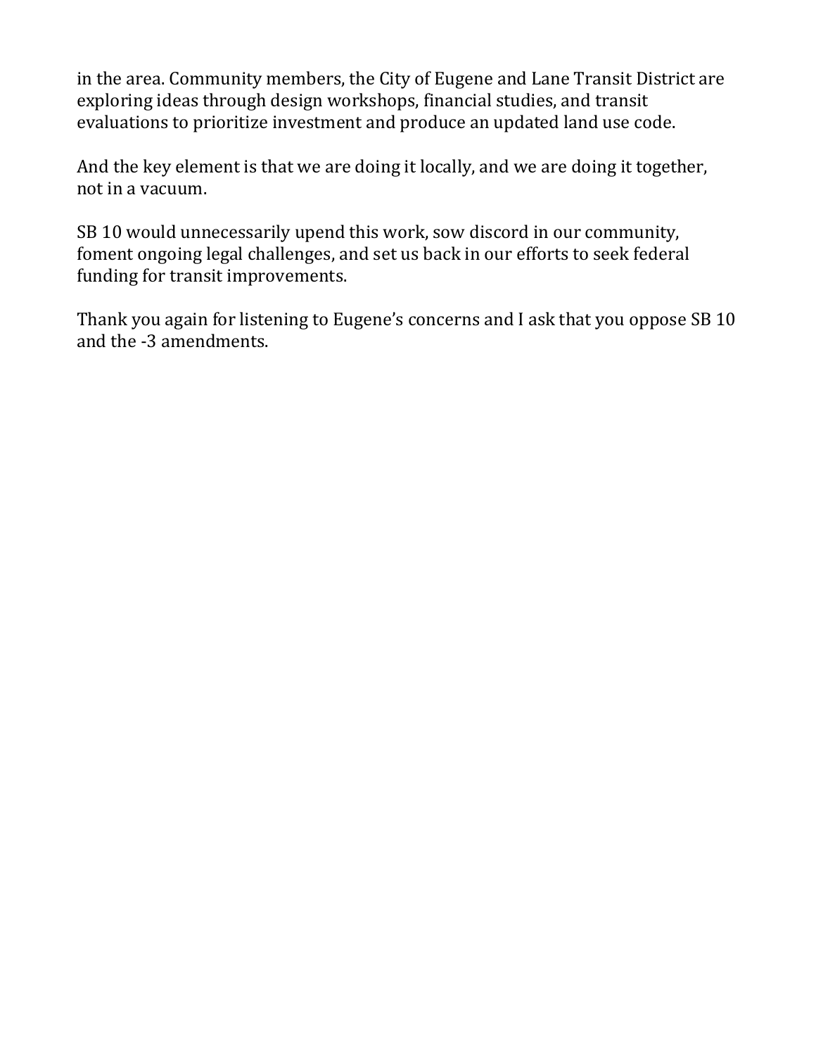in the area. Community members, the City of Eugene and Lane Transit District are exploring ideas through design workshops, financial studies, and transit evaluations to prioritize investment and produce an updated land use code.

And the key element is that we are doing it locally, and we are doing it together, not in a vacuum.

SB 10 would unnecessarily upend this work, sow discord in our community, foment ongoing legal challenges, and set us back in our efforts to seek federal funding for transit improvements.

Thank you again for listening to Eugene's concerns and I ask that you oppose SB 10 and the -3 amendments.